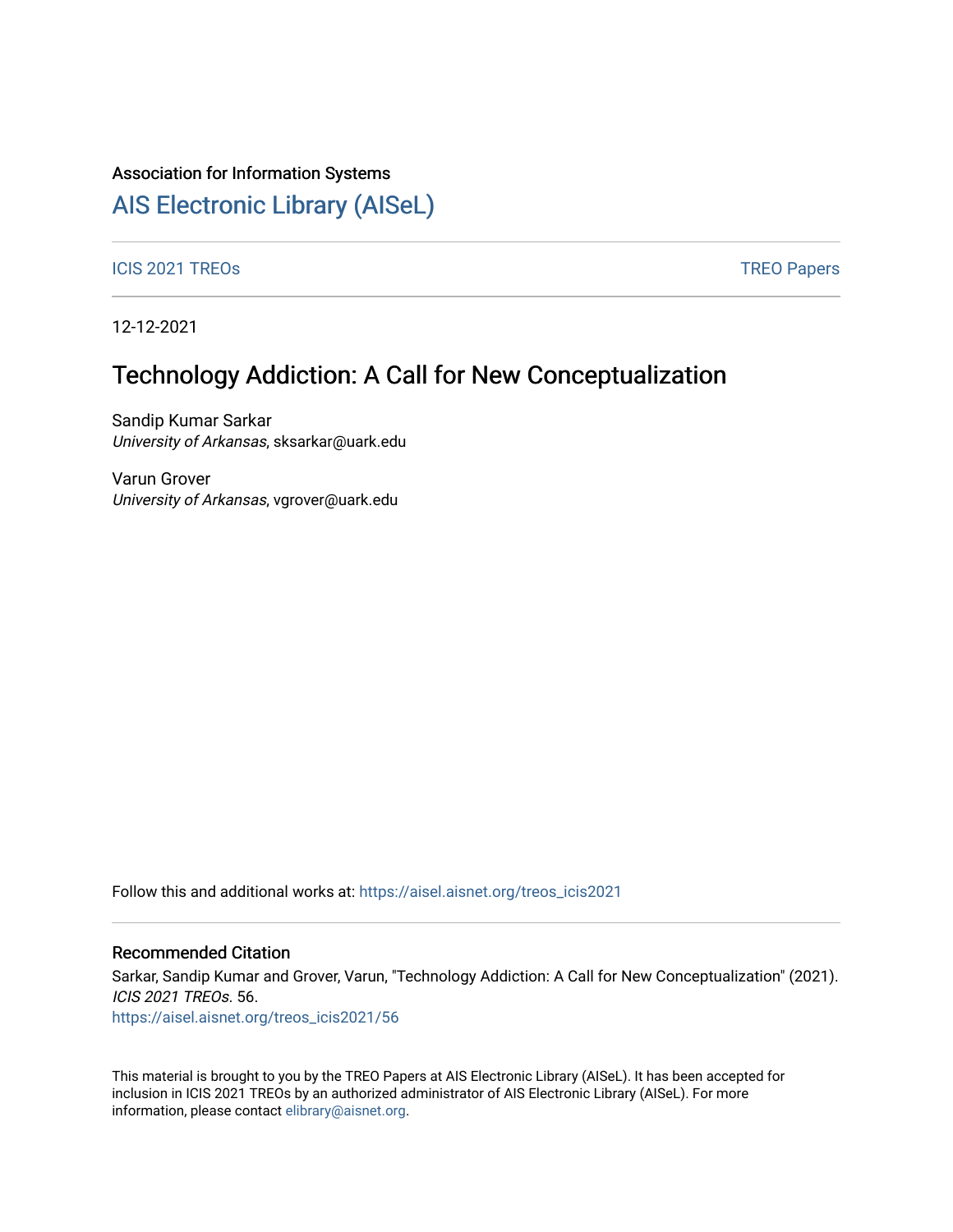Association for Information Systems

# AIS Electronic Library (AISeL)

ICIS 2021 TREOs | TREO Papers

12-12-2021

## Technology Addiction: A Call for New Conceptualization

Sandip Kumar Sarkar
*University of Arkansas*, sksarkar@uark.edu

Varun Grover
*University of Arkansas*, vgrover@uark.edu

Follow this and additional works at: https://aisel.aisnet.org/treos_icis2021

### Recommended Citation

Sarkar, Sandip Kumar and Grover, Varun, "Technology Addiction: A Call for New Conceptualization" (2021). *ICIS 2021 TREOs*. 56.
https://aisel.aisnet.org/treos_icis2021/56

This material is brought to you by the TREO Papers at AIS Electronic Library (AISeL). It has been accepted for inclusion in ICIS 2021 TREOs by an authorized administrator of AIS Electronic Library (AISeL). For more information, please contact elibrary@aisnet.org.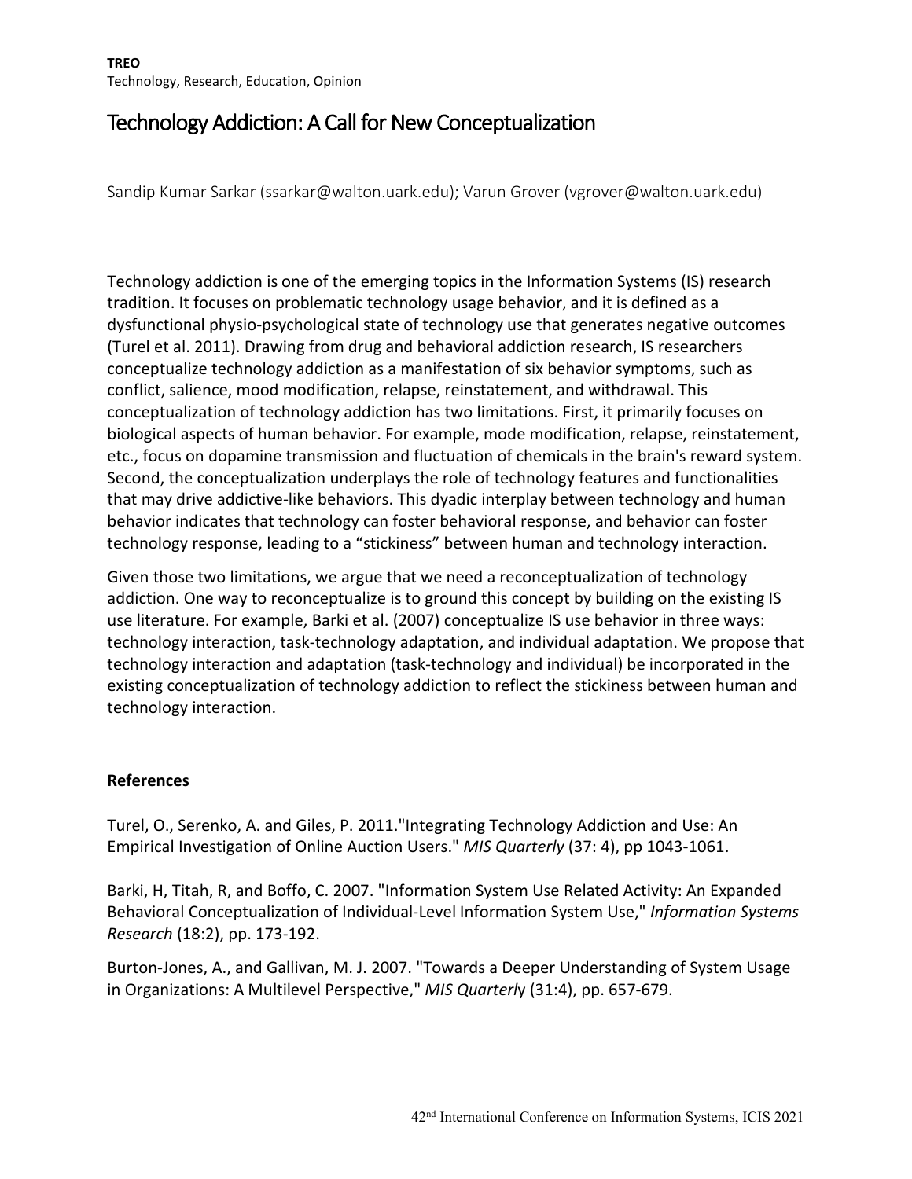**TREO**

Technology, Research, Education, Opinion

# Technology Addiction: A Call for New Conceptualization

Sandip Kumar Sarkar (ssarkar@walton.uark.edu); Varun Grover (vgrover@walton.uark.edu)

Technology addiction is one of the emerging topics in the Information Systems (IS) research tradition. It focuses on problematic technology usage behavior, and it is defined as a dysfunctional physio-psychological state of technology use that generates negative outcomes (Turel et al. 2011). Drawing from drug and behavioral addiction research, IS researchers conceptualize technology addiction as a manifestation of six behavior symptoms, such as conflict, salience, mood modification, relapse, reinstatement, and withdrawal. This conceptualization of technology addiction has two limitations. First, it primarily focuses on biological aspects of human behavior. For example, mode modification, relapse, reinstatement, etc., focus on dopamine transmission and fluctuation of chemicals in the brain's reward system. Second, the conceptualization underplays the role of technology features and functionalities that may drive addictive-like behaviors. This dyadic interplay between technology and human behavior indicates that technology can foster behavioral response, and behavior can foster technology response, leading to a "stickiness" between human and technology interaction.

Given those two limitations, we argue that we need a reconceptualization of technology addiction. One way to reconceptualize is to ground this concept by building on the existing IS use literature. For example, Barki et al. (2007) conceptualize IS use behavior in three ways: technology interaction, task-technology adaptation, and individual adaptation. We propose that technology interaction and adaptation (task-technology and individual) be incorporated in the existing conceptualization of technology addiction to reflect the stickiness between human and technology interaction.

## References

Turel, O., Serenko, A. and Giles, P. 2011."Integrating Technology Addiction and Use: An Empirical Investigation of Online Auction Users." *MIS Quarterly* (37: 4), pp 1043-1061.

Barki, H, Titah, R, and Boffo, C. 2007. "Information System Use Related Activity: An Expanded Behavioral Conceptualization of Individual-Level Information System Use," *Information Systems Research* (18:2), pp. 173-192.

Burton-Jones, A., and Gallivan, M. J. 2007. "Towards a Deeper Understanding of System Usage in Organizations: A Multilevel Perspective," *MIS Quarterly* (31:4), pp. 657-679.